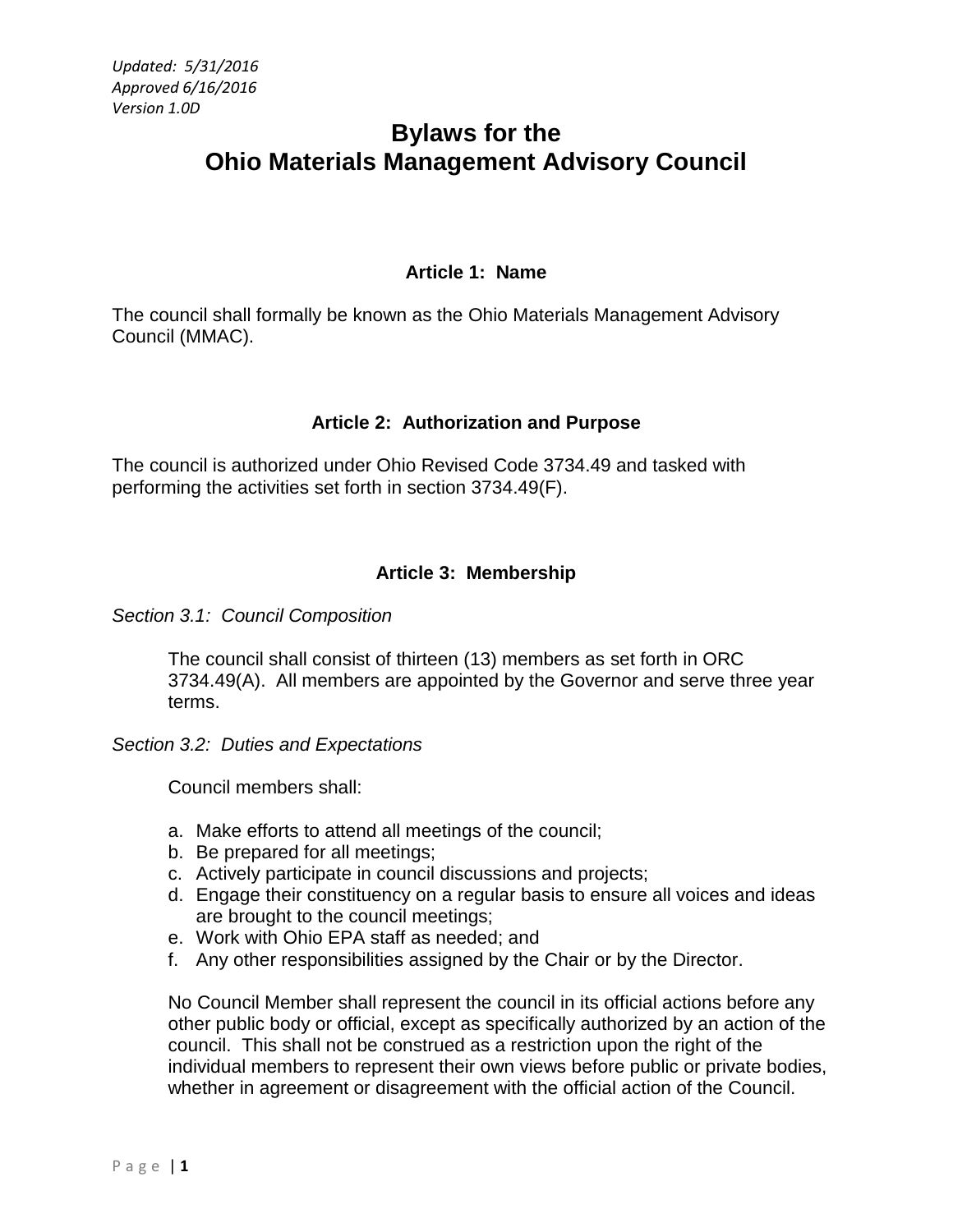*Updated: 5/31/2016*
*Approved 6/16/2016*
*Version 1.0D*

# Bylaws for the Ohio Materials Management Advisory Council

## Article 1: Name

The council shall formally be known as the Ohio Materials Management Advisory Council (MMAC).

## Article 2: Authorization and Purpose

The council is authorized under Ohio Revised Code 3734.49 and tasked with performing the activities set forth in section 3734.49(F).

## Article 3: Membership

*Section 3.1: Council Composition*

The council shall consist of thirteen (13) members as set forth in ORC 3734.49(A). All members are appointed by the Governor and serve three year terms.

*Section 3.2: Duties and Expectations*

Council members shall:

a. Make efforts to attend all meetings of the council;
b. Be prepared for all meetings;
c. Actively participate in council discussions and projects;
d. Engage their constituency on a regular basis to ensure all voices and ideas are brought to the council meetings;
e. Work with Ohio EPA staff as needed; and
f. Any other responsibilities assigned by the Chair or by the Director.

No Council Member shall represent the council in its official actions before any other public body or official, except as specifically authorized by an action of the council. This shall not be construed as a restriction upon the right of the individual members to represent their own views before public or private bodies, whether in agreement or disagreement with the official action of the Council.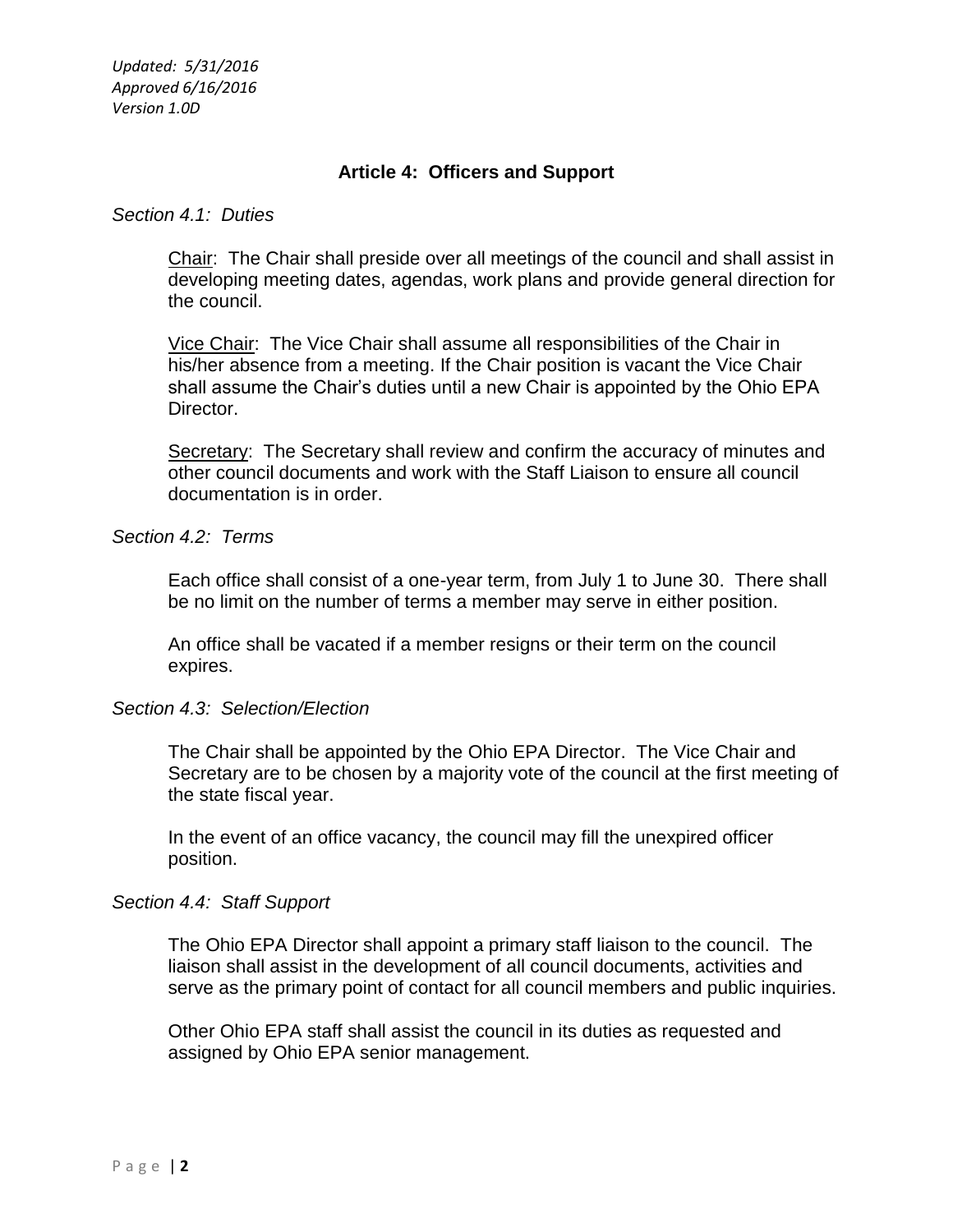*Updated: 5/31/2016*
*Approved 6/16/2016*
*Version 1.0D*

## Article 4: Officers and Support

*Section 4.1: Duties*

Chair: The Chair shall preside over all meetings of the council and shall assist in developing meeting dates, agendas, work plans and provide general direction for the council.

Vice Chair: The Vice Chair shall assume all responsibilities of the Chair in his/her absence from a meeting. If the Chair position is vacant the Vice Chair shall assume the Chair's duties until a new Chair is appointed by the Ohio EPA Director.

Secretary: The Secretary shall review and confirm the accuracy of minutes and other council documents and work with the Staff Liaison to ensure all council documentation is in order.

*Section 4.2: Terms*

Each office shall consist of a one-year term, from July 1 to June 30. There shall be no limit on the number of terms a member may serve in either position.

An office shall be vacated if a member resigns or their term on the council expires.

*Section 4.3: Selection/Election*

The Chair shall be appointed by the Ohio EPA Director. The Vice Chair and Secretary are to be chosen by a majority vote of the council at the first meeting of the state fiscal year.

In the event of an office vacancy, the council may fill the unexpired officer position.

*Section 4.4: Staff Support*

The Ohio EPA Director shall appoint a primary staff liaison to the council. The liaison shall assist in the development of all council documents, activities and serve as the primary point of contact for all council members and public inquiries.

Other Ohio EPA staff shall assist the council in its duties as requested and assigned by Ohio EPA senior management.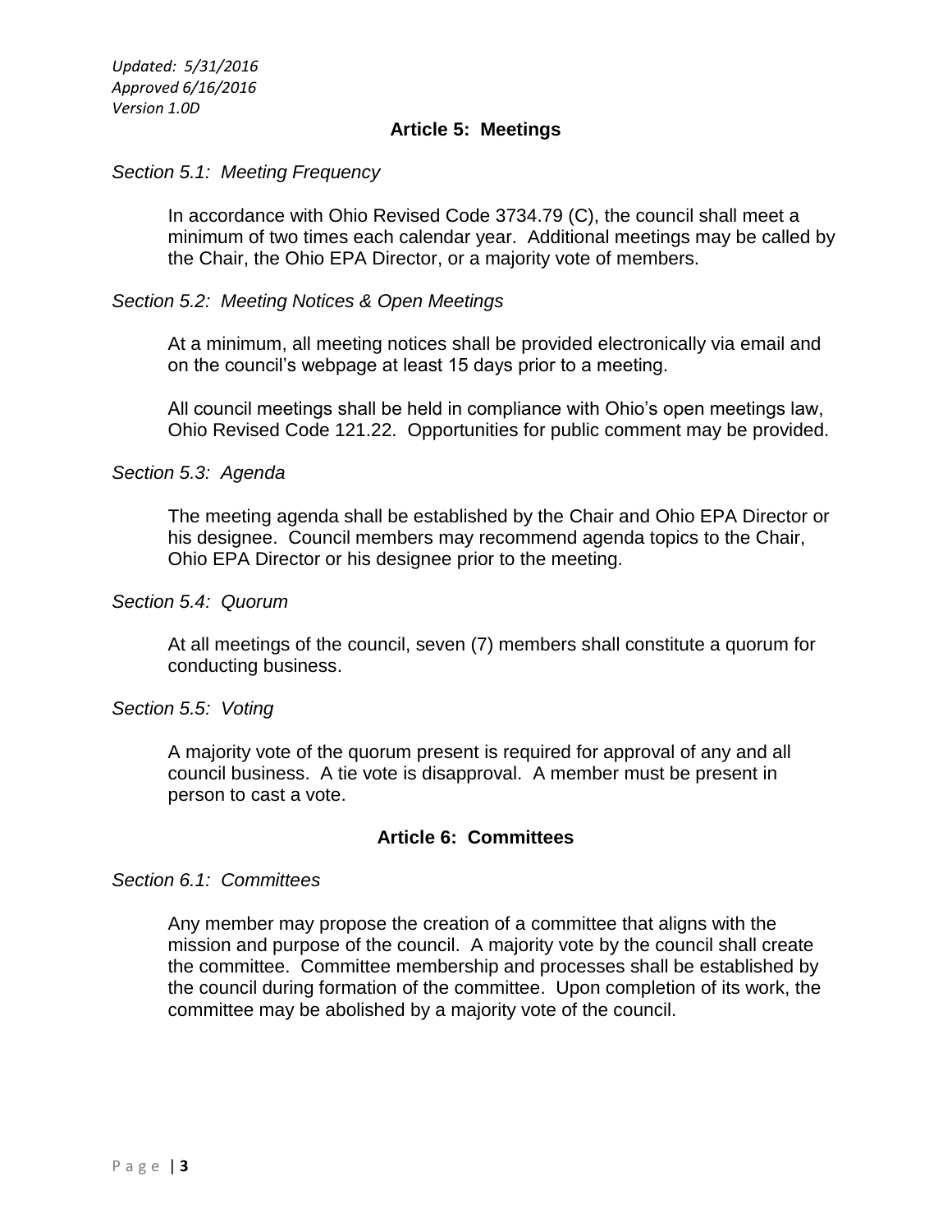## Article 5: Meetings

*Section 5.1: Meeting Frequency*

In accordance with Ohio Revised Code 3734.79 (C), the council shall meet a minimum of two times each calendar year. Additional meetings may be called by the Chair, the Ohio EPA Director, or a majority vote of members.

*Section 5.2: Meeting Notices & Open Meetings*

At a minimum, all meeting notices shall be provided electronically via email and on the council's webpage at least 15 days prior to a meeting.

All council meetings shall be held in compliance with Ohio's open meetings law, Ohio Revised Code 121.22. Opportunities for public comment may be provided.

*Section 5.3: Agenda*

The meeting agenda shall be established by the Chair and Ohio EPA Director or his designee. Council members may recommend agenda topics to the Chair, Ohio EPA Director or his designee prior to the meeting.

*Section 5.4: Quorum*

At all meetings of the council, seven (7) members shall constitute a quorum for conducting business.

*Section 5.5: Voting*

A majority vote of the quorum present is required for approval of any and all council business. A tie vote is disapproval. A member must be present in person to cast a vote.

## Article 6: Committees

*Section 6.1: Committees*

Any member may propose the creation of a committee that aligns with the mission and purpose of the council. A majority vote by the council shall create the committee. Committee membership and processes shall be established by the council during formation of the committee. Upon completion of its work, the committee may be abolished by a majority vote of the council.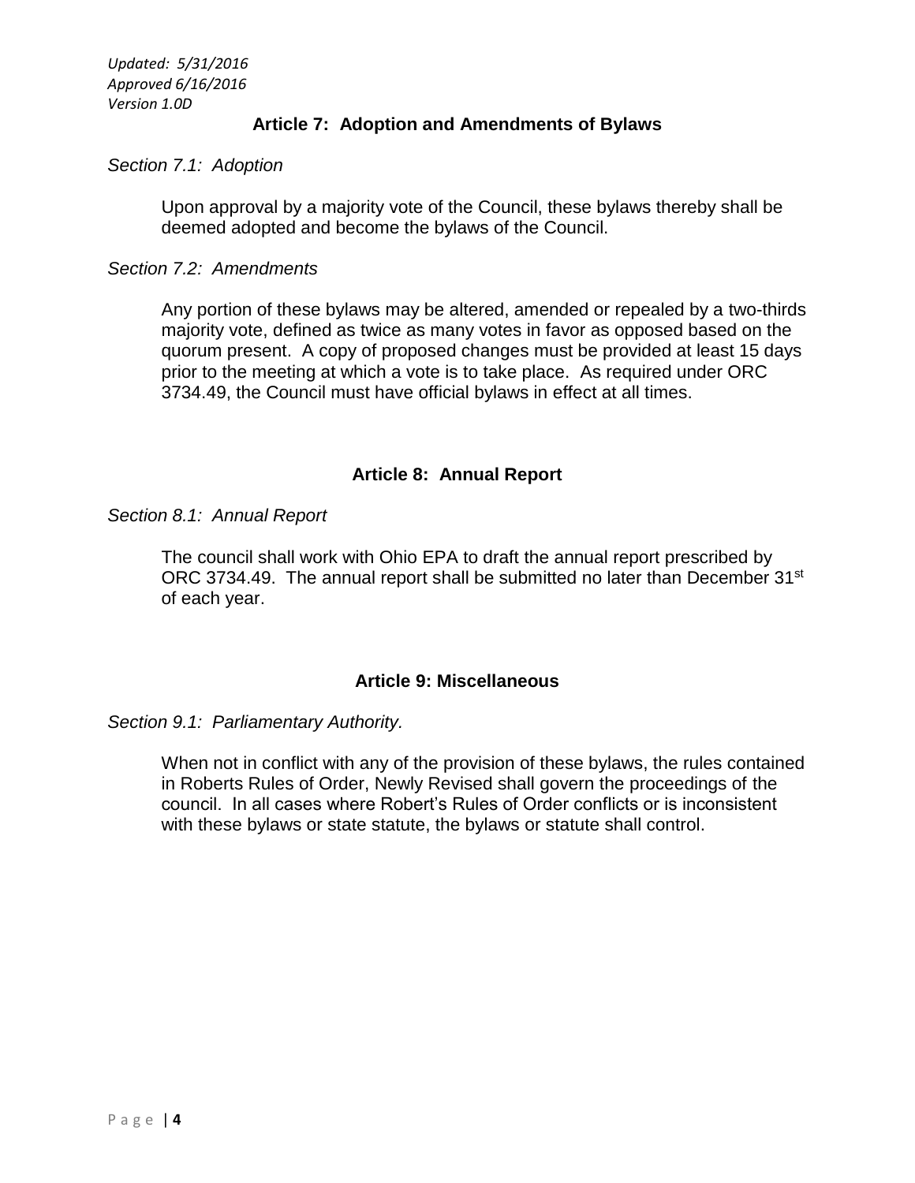## Article 7: Adoption and Amendments of Bylaws

*Section 7.1: Adoption*

Upon approval by a majority vote of the Council, these bylaws thereby shall be deemed adopted and become the bylaws of the Council.

*Section 7.2: Amendments*

Any portion of these bylaws may be altered, amended or repealed by a two-thirds majority vote, defined as twice as many votes in favor as opposed based on the quorum present. A copy of proposed changes must be provided at least 15 days prior to the meeting at which a vote is to take place. As required under ORC 3734.49, the Council must have official bylaws in effect at all times.

## Article 8: Annual Report

*Section 8.1: Annual Report*

The council shall work with Ohio EPA to draft the annual report prescribed by ORC 3734.49. The annual report shall be submitted no later than December 31st of each year.

## Article 9: Miscellaneous

*Section 9.1: Parliamentary Authority.*

When not in conflict with any of the provision of these bylaws, the rules contained in Roberts Rules of Order, Newly Revised shall govern the proceedings of the council. In all cases where Robert's Rules of Order conflicts or is inconsistent with these bylaws or state statute, the bylaws or statute shall control.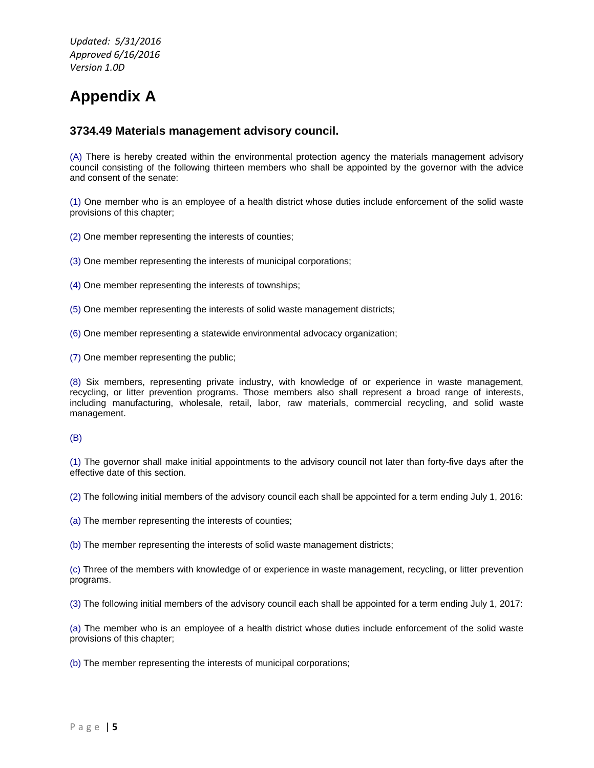# Appendix A

## 3734.49 Materials management advisory council.

(A) There is hereby created within the environmental protection agency the materials management advisory council consisting of the following thirteen members who shall be appointed by the governor with the advice and consent of the senate:

(1) One member who is an employee of a health district whose duties include enforcement of the solid waste provisions of this chapter;

(2) One member representing the interests of counties;

(3) One member representing the interests of municipal corporations;

(4) One member representing the interests of townships;

(5) One member representing the interests of solid waste management districts;

(6) One member representing a statewide environmental advocacy organization;

(7) One member representing the public;

(8) Six members, representing private industry, with knowledge of or experience in waste management, recycling, or litter prevention programs. Those members also shall represent a broad range of interests, including manufacturing, wholesale, retail, labor, raw materials, commercial recycling, and solid waste management.

(B)

(1) The governor shall make initial appointments to the advisory council not later than forty-five days after the effective date of this section.

(2) The following initial members of the advisory council each shall be appointed for a term ending July 1, 2016:

(a) The member representing the interests of counties;

(b) The member representing the interests of solid waste management districts;

(c) Three of the members with knowledge of or experience in waste management, recycling, or litter prevention programs.

(3) The following initial members of the advisory council each shall be appointed for a term ending July 1, 2017:

(a) The member who is an employee of a health district whose duties include enforcement of the solid waste provisions of this chapter;

(b) The member representing the interests of municipal corporations;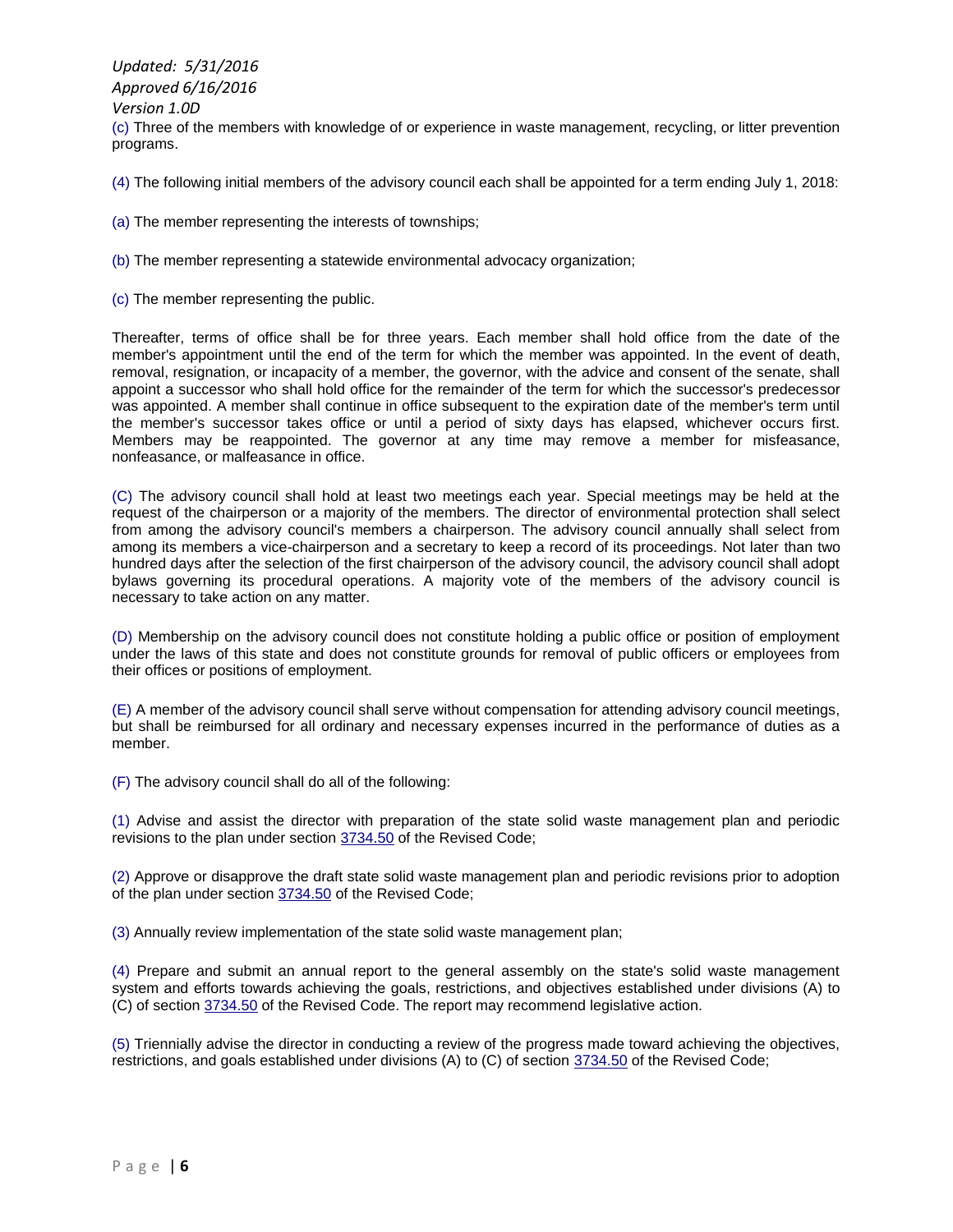(c) Three of the members with knowledge of or experience in waste management, recycling, or litter prevention programs.

(4) The following initial members of the advisory council each shall be appointed for a term ending July 1, 2018:

(a) The member representing the interests of townships;

(b) The member representing a statewide environmental advocacy organization;

(c) The member representing the public.

Thereafter, terms of office shall be for three years. Each member shall hold office from the date of the member's appointment until the end of the term for which the member was appointed. In the event of death, removal, resignation, or incapacity of a member, the governor, with the advice and consent of the senate, shall appoint a successor who shall hold office for the remainder of the term for which the successor's predecessor was appointed. A member shall continue in office subsequent to the expiration date of the member's term until the member's successor takes office or until a period of sixty days has elapsed, whichever occurs first. Members may be reappointed. The governor at any time may remove a member for misfeasance, nonfeasance, or malfeasance in office.

(C) The advisory council shall hold at least two meetings each year. Special meetings may be held at the request of the chairperson or a majority of the members. The director of environmental protection shall select from among the advisory council's members a chairperson. The advisory council annually shall select from among its members a vice-chairperson and a secretary to keep a record of its proceedings. Not later than two hundred days after the selection of the first chairperson of the advisory council, the advisory council shall adopt bylaws governing its procedural operations. A majority vote of the members of the advisory council is necessary to take action on any matter.

(D) Membership on the advisory council does not constitute holding a public office or position of employment under the laws of this state and does not constitute grounds for removal of public officers or employees from their offices or positions of employment.

(E) A member of the advisory council shall serve without compensation for attending advisory council meetings, but shall be reimbursed for all ordinary and necessary expenses incurred in the performance of duties as a member.

(F) The advisory council shall do all of the following:

(1) Advise and assist the director with preparation of the state solid waste management plan and periodic revisions to the plan under section 3734.50 of the Revised Code;

(2) Approve or disapprove the draft state solid waste management plan and periodic revisions prior to adoption of the plan under section 3734.50 of the Revised Code;

(3) Annually review implementation of the state solid waste management plan;

(4) Prepare and submit an annual report to the general assembly on the state's solid waste management system and efforts towards achieving the goals, restrictions, and objectives established under divisions (A) to (C) of section 3734.50 of the Revised Code. The report may recommend legislative action.

(5) Triennially advise the director in conducting a review of the progress made toward achieving the objectives, restrictions, and goals established under divisions (A) to (C) of section 3734.50 of the Revised Code;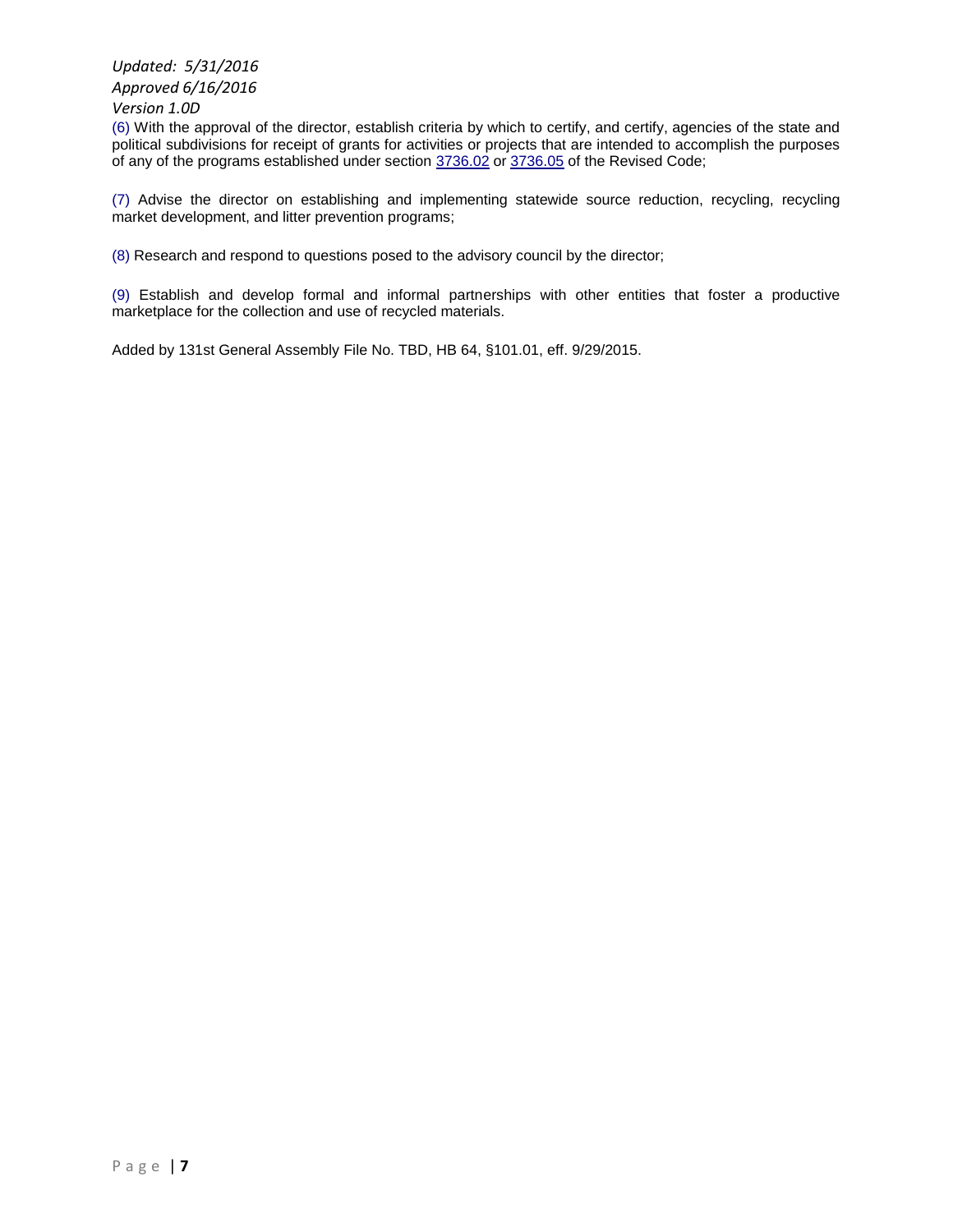(6) With the approval of the director, establish criteria by which to certify, and certify, agencies of the state and political subdivisions for receipt of grants for activities or projects that are intended to accomplish the purposes of any of the programs established under section [3736.02](3736.02) or [3736.05](3736.05) of the Revised Code;

(7) Advise the director on establishing and implementing statewide source reduction, recycling, recycling market development, and litter prevention programs;

(8) Research and respond to questions posed to the advisory council by the director;

(9) Establish and develop formal and informal partnerships with other entities that foster a productive marketplace for the collection and use of recycled materials.

Added by 131st General Assembly File No. TBD, HB 64, §101.01, eff. 9/29/2015.